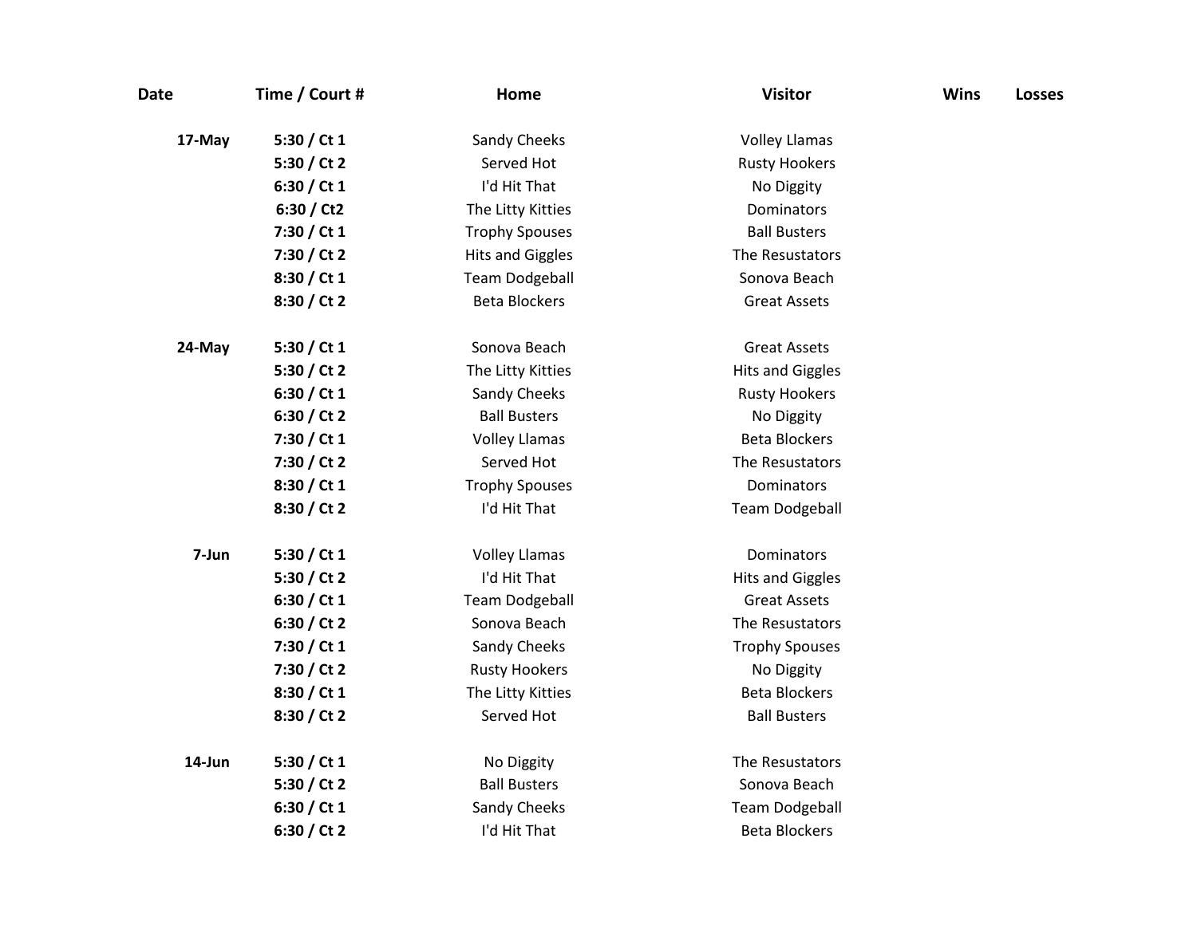| Date | Time / Court # | Home | Visitor | Wins | Losses |
|---|---|---|---|---|---|
| **17-May** | **5:30 / Ct 1** | Sandy Cheeks | Volley Llamas | | |
| | **5:30 / Ct 2** | Served Hot | Rusty Hookers | | |
| | **6:30 / Ct 1** | I'd Hit That | No Diggity | | |
| | **6:30 / Ct2** | The Litty Kitties | Dominators | | |
| | **7:30 / Ct 1** | Trophy Spouses | Ball Busters | | |
| | **7:30 / Ct 2** | Hits and Giggles | The Resustators | | |
| | **8:30 / Ct 1** | Team Dodgeball | Sonova Beach | | |
| | **8:30 / Ct 2** | Beta Blockers | Great Assets | | |
| **24-May** | **5:30 / Ct 1** | Sonova Beach | Great Assets | | |
| | **5:30 / Ct 2** | The Litty Kitties | Hits and Giggles | | |
| | **6:30 / Ct 1** | Sandy Cheeks | Rusty Hookers | | |
| | **6:30 / Ct 2** | Ball Busters | No Diggity | | |
| | **7:30 / Ct 1** | Volley Llamas | Beta Blockers | | |
| | **7:30 / Ct 2** | Served Hot | The Resustators | | |
| | **8:30 / Ct 1** | Trophy Spouses | Dominators | | |
| | **8:30 / Ct 2** | I'd Hit That | Team Dodgeball | | |
| **7-Jun** | **5:30 / Ct 1** | Volley Llamas | Dominators | | |
| | **5:30 / Ct 2** | I'd Hit That | Hits and Giggles | | |
| | **6:30 / Ct 1** | Team Dodgeball | Great Assets | | |
| | **6:30 / Ct 2** | Sonova Beach | The Resustators | | |
| | **7:30 / Ct 1** | Sandy Cheeks | Trophy Spouses | | |
| | **7:30 / Ct 2** | Rusty Hookers | No Diggity | | |
| | **8:30 / Ct 1** | The Litty Kitties | Beta Blockers | | |
| | **8:30 / Ct 2** | Served Hot | Ball Busters | | |
| **14-Jun** | **5:30 / Ct 1** | No Diggity | The Resustators | | |
| | **5:30 / Ct 2** | Ball Busters | Sonova Beach | | |
| | **6:30 / Ct 1** | Sandy Cheeks | Team Dodgeball | | |
| | **6:30 / Ct 2** | I'd Hit That | Beta Blockers | | |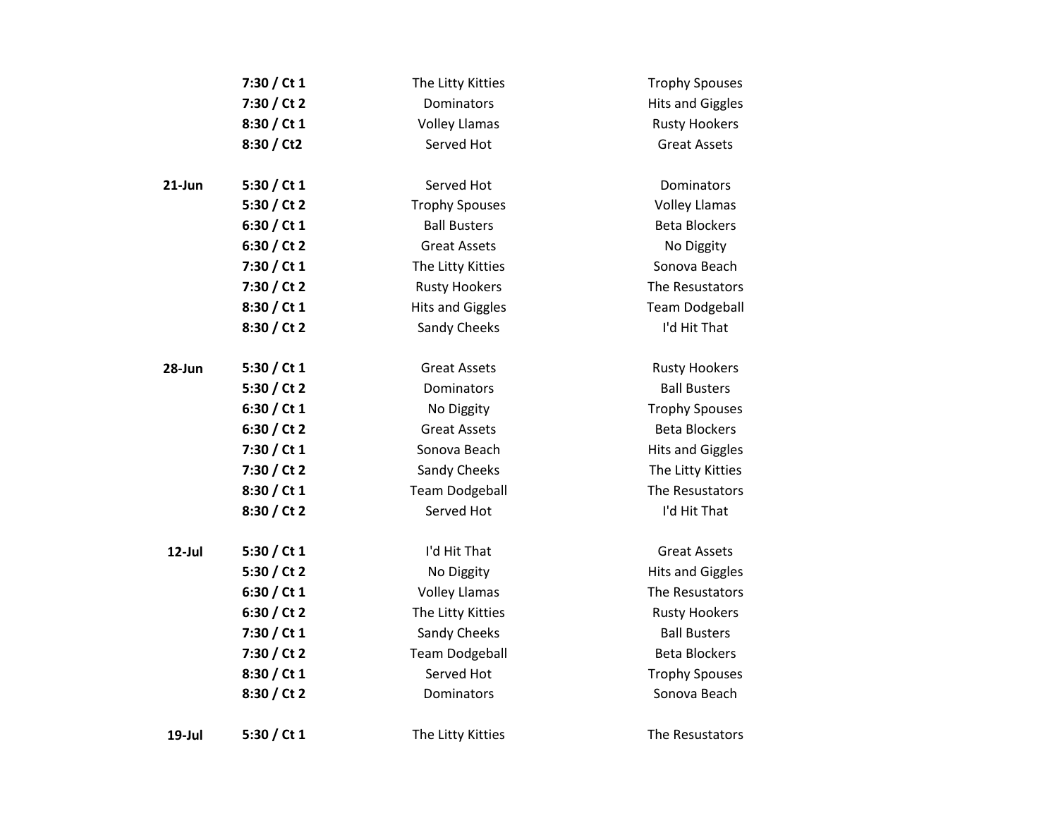| | | | |
|---|---|---|---|
| | **7:30 / Ct 1** | The Litty Kitties | Trophy Spouses |
| | **7:30 / Ct 2** | Dominators | Hits and Giggles |
| | **8:30 / Ct 1** | Volley Llamas | Rusty Hookers |
| | **8:30 / Ct2** | Served Hot | Great Assets |
| | | | |
| **21-Jun** | **5:30 / Ct 1** | Served Hot | Dominators |
| | **5:30 / Ct 2** | Trophy Spouses | Volley Llamas |
| | **6:30 / Ct 1** | Ball Busters | Beta Blockers |
| | **6:30 / Ct 2** | Great Assets | No Diggity |
| | **7:30 / Ct 1** | The Litty Kitties | Sonova Beach |
| | **7:30 / Ct 2** | Rusty Hookers | The Resustators |
| | **8:30 / Ct 1** | Hits and Giggles | Team Dodgeball |
| | **8:30 / Ct 2** | Sandy Cheeks | I'd Hit That |
| | | | |
| **28-Jun** | **5:30 / Ct 1** | Great Assets | Rusty Hookers |
| | **5:30 / Ct 2** | Dominators | Ball Busters |
| | **6:30 / Ct 1** | No Diggity | Trophy Spouses |
| | **6:30 / Ct 2** | Great Assets | Beta Blockers |
| | **7:30 / Ct 1** | Sonova Beach | Hits and Giggles |
| | **7:30 / Ct 2** | Sandy Cheeks | The Litty Kitties |
| | **8:30 / Ct 1** | Team Dodgeball | The Resustators |
| | **8:30 / Ct 2** | Served Hot | I'd Hit That |
| | | | |
| **12-Jul** | **5:30 / Ct 1** | I'd Hit That | Great Assets |
| | **5:30 / Ct 2** | No Diggity | Hits and Giggles |
| | **6:30 / Ct 1** | Volley Llamas | The Resustators |
| | **6:30 / Ct 2** | The Litty Kitties | Rusty Hookers |
| | **7:30 / Ct 1** | Sandy Cheeks | Ball Busters |
| | **7:30 / Ct 2** | Team Dodgeball | Beta Blockers |
| | **8:30 / Ct 1** | Served Hot | Trophy Spouses |
| | **8:30 / Ct 2** | Dominators | Sonova Beach |
| | | | |
| **19-Jul** | **5:30 / Ct 1** | The Litty Kitties | The Resustators |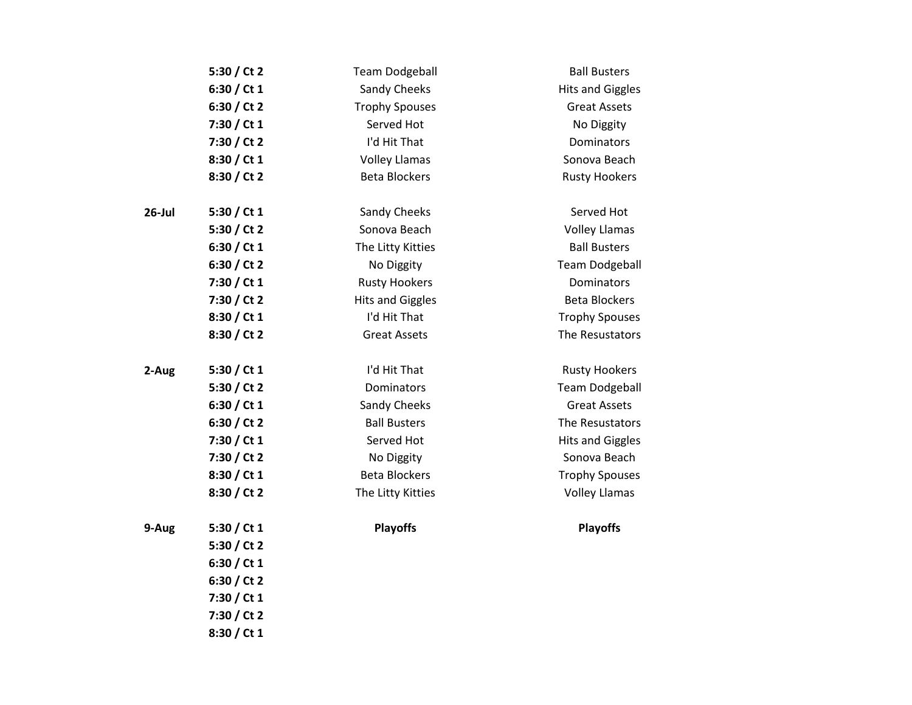| | | | |
|---|---|---|---|
| | **5:30 / Ct 2** | Team Dodgeball | Ball Busters |
| | **6:30 / Ct 1** | Sandy Cheeks | Hits and Giggles |
| | **6:30 / Ct 2** | Trophy Spouses | Great Assets |
| | **7:30 / Ct 1** | Served Hot | No Diggity |
| | **7:30 / Ct 2** | I'd Hit That | Dominators |
| | **8:30 / Ct 1** | Volley Llamas | Sonova Beach |
| | **8:30 / Ct 2** | Beta Blockers | Rusty Hookers |
| | | | |
| **26-Jul** | **5:30 / Ct 1** | Sandy Cheeks | Served Hot |
| | **5:30 / Ct 2** | Sonova Beach | Volley Llamas |
| | **6:30 / Ct 1** | The Litty Kitties | Ball Busters |
| | **6:30 / Ct 2** | No Diggity | Team Dodgeball |
| | **7:30 / Ct 1** | Rusty Hookers | Dominators |
| | **7:30 / Ct 2** | Hits and Giggles | Beta Blockers |
| | **8:30 / Ct 1** | I'd Hit That | Trophy Spouses |
| | **8:30 / Ct 2** | Great Assets | The Resustators |
| | | | |
| **2-Aug** | **5:30 / Ct 1** | I'd Hit That | Rusty Hookers |
| | **5:30 / Ct 2** | Dominators | Team Dodgeball |
| | **6:30 / Ct 1** | Sandy Cheeks | Great Assets |
| | **6:30 / Ct 2** | Ball Busters | The Resustators |
| | **7:30 / Ct 1** | Served Hot | Hits and Giggles |
| | **7:30 / Ct 2** | No Diggity | Sonova Beach |
| | **8:30 / Ct 1** | Beta Blockers | Trophy Spouses |
| | **8:30 / Ct 2** | The Litty Kitties | Volley Llamas |
| | | | |
| **9-Aug** | **5:30 / Ct 1** | **Playoffs** | **Playoffs** |
| | **5:30 / Ct 2** | | |
| | **6:30 / Ct 1** | | |
| | **6:30 / Ct 2** | | |
| | **7:30 / Ct 1** | | |
| | **7:30 / Ct 2** | | |
| | **8:30 / Ct 1** | | |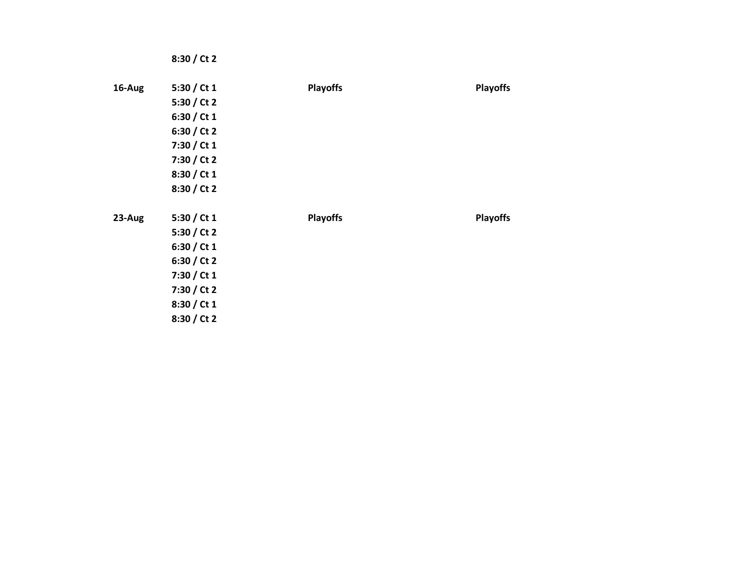| | | | |
|---|---|---|---|
| | 8:30 / Ct 2 | | |
| | | | |
| 16-Aug | 5:30 / Ct 1 | Playoffs | Playoffs |
| | 5:30 / Ct 2 | | |
| | 6:30 / Ct 1 | | |
| | 6:30 / Ct 2 | | |
| | 7:30 / Ct 1 | | |
| | 7:30 / Ct 2 | | |
| | 8:30 / Ct 1 | | |
| | 8:30 / Ct 2 | | |
| | | | |
| 23-Aug | 5:30 / Ct 1 | Playoffs | Playoffs |
| | 5:30 / Ct 2 | | |
| | 6:30 / Ct 1 | | |
| | 6:30 / Ct 2 | | |
| | 7:30 / Ct 1 | | |
| | 7:30 / Ct 2 | | |
| | 8:30 / Ct 1 | | |
| | 8:30 / Ct 2 | | |